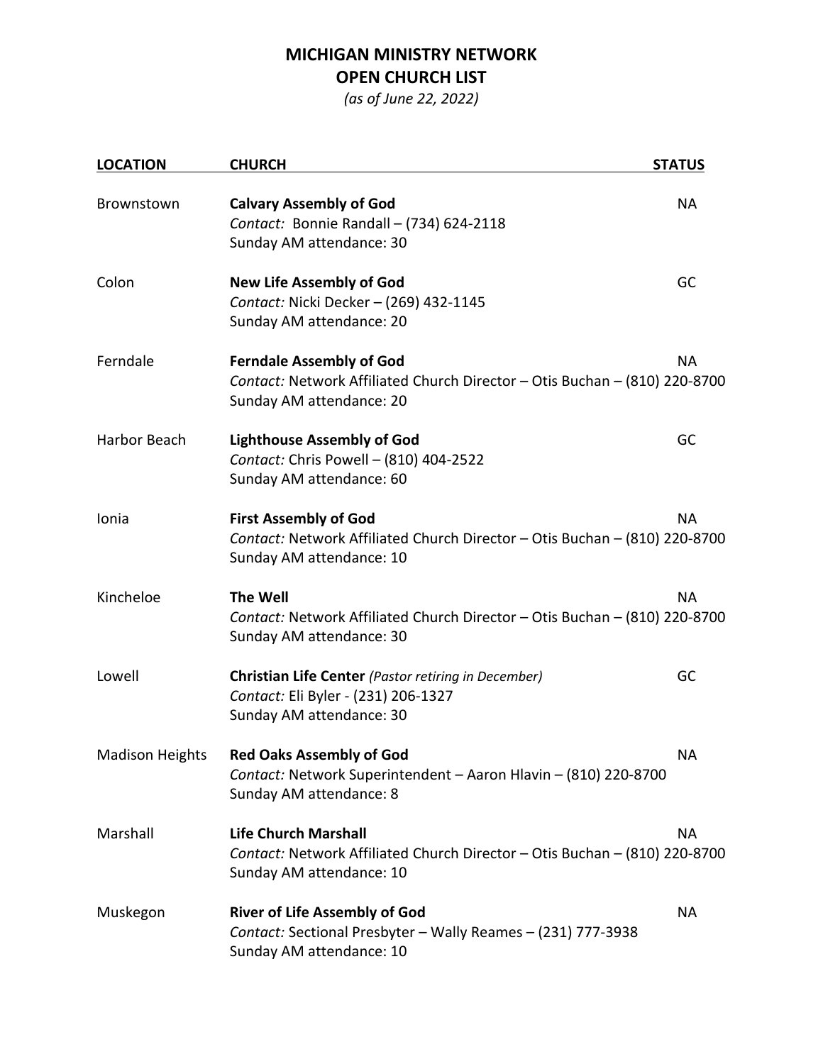# MICHIGAN MINISTRY NETWORK
## OPEN CHURCH LIST

*(as of June 22, 2022)*

| LOCATION | CHURCH | STATUS |
|---|---|---|
| Brownstown | **Calvary Assembly of God**<br>*Contact:* Bonnie Randall – (734) 624-2118<br>Sunday AM attendance: 30 | NA |
| Colon | **New Life Assembly of God**<br>*Contact:* Nicki Decker – (269) 432-1145<br>Sunday AM attendance: 20 | GC |
| Ferndale | **Ferndale Assembly of God**<br>*Contact:* Network Affiliated Church Director – Otis Buchan – (810) 220-8700<br>Sunday AM attendance: 20 | NA |
| Harbor Beach | **Lighthouse Assembly of God**<br>*Contact:* Chris Powell – (810) 404-2522<br>Sunday AM attendance: 60 | GC |
| Ionia | **First Assembly of God**<br>*Contact:* Network Affiliated Church Director – Otis Buchan – (810) 220-8700<br>Sunday AM attendance: 10 | NA |
| Kincheloe | **The Well**<br>*Contact:* Network Affiliated Church Director – Otis Buchan – (810) 220-8700<br>Sunday AM attendance: 30 | NA |
| Lowell | **Christian Life Center** *(Pastor retiring in December)*<br>*Contact:* Eli Byler - (231) 206-1327<br>Sunday AM attendance: 30 | GC |
| Madison Heights | **Red Oaks Assembly of God**<br>*Contact:* Network Superintendent – Aaron Hlavin – (810) 220-8700<br>Sunday AM attendance: 8 | NA |
| Marshall | **Life Church Marshall**<br>*Contact:* Network Affiliated Church Director – Otis Buchan – (810) 220-8700<br>Sunday AM attendance: 10 | NA |
| Muskegon | **River of Life Assembly of God**<br>*Contact:* Sectional Presbyter – Wally Reames – (231) 777-3938<br>Sunday AM attendance: 10 | NA |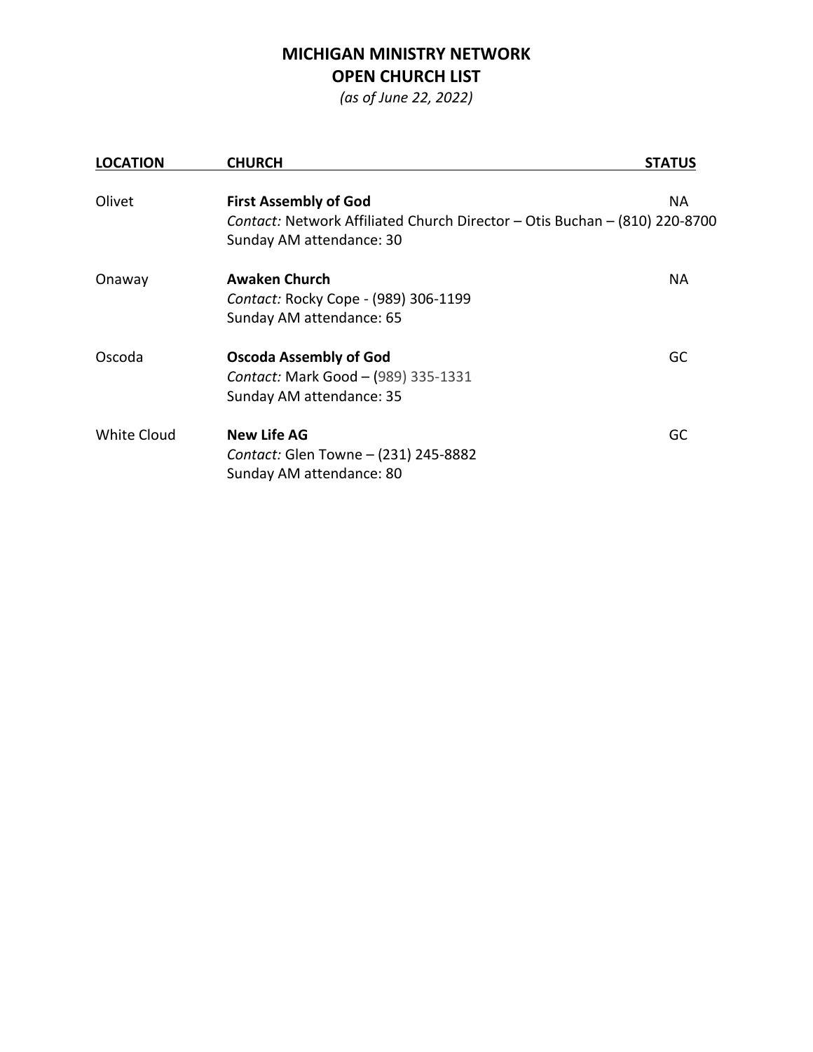# MICHIGAN MINISTRY NETWORK
## OPEN CHURCH LIST
*(as of June 22, 2022)*

| LOCATION | CHURCH | STATUS |
|---|---|---|
| Olivet | **First Assembly of God**<br>*Contact:* Network Affiliated Church Director – Otis Buchan – (810) 220-8700<br>Sunday AM attendance: 30 | NA |
| Onaway | **Awaken Church**<br>*Contact:* Rocky Cope - (989) 306-1199<br>Sunday AM attendance: 65 | NA |
| Oscoda | **Oscoda Assembly of God**<br>*Contact:* Mark Good – (989) 335-1331<br>Sunday AM attendance: 35 | GC |
| White Cloud | **New Life AG**<br>*Contact:* Glen Towne – (231) 245-8882<br>Sunday AM attendance: 80 | GC |